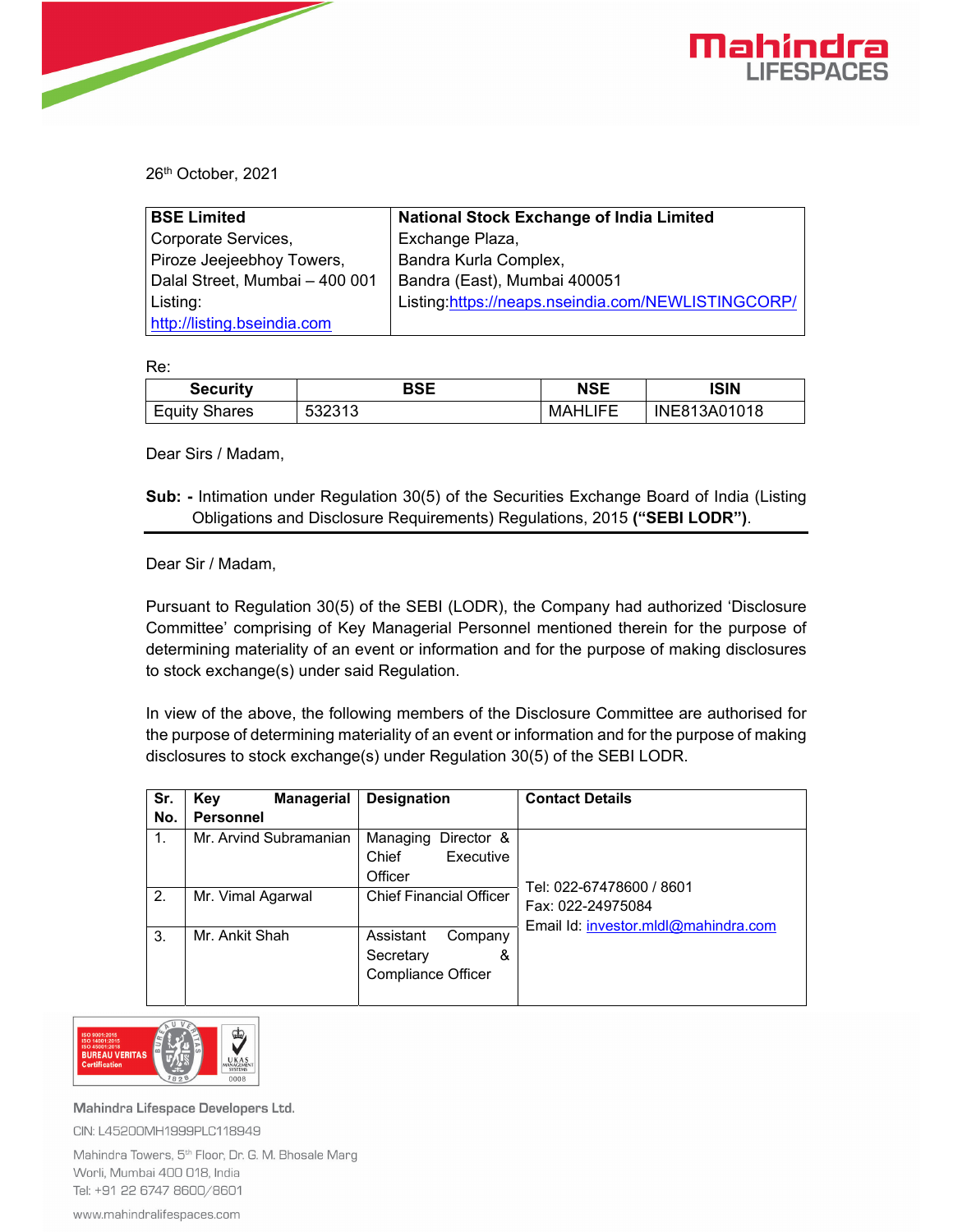26th October, 2021

| **BSE Limited** | **National Stock Exchange of India Limited** |
|---|---|
| Corporate Services,<br>Piroze Jeejeebhoy Towers,<br>Dalal Street, Mumbai – 400 001<br>Listing:<br>http://listing.bseindia.com | Exchange Plaza,<br>Bandra Kurla Complex,<br>Bandra (East), Mumbai 400051<br>Listing:https://neaps.nseindia.com/NEWLISTINGCORP/ |

Re:

| Security | BSE | NSE | ISIN |
|---|---|---|---|
| Equity Shares | 532313 | MAHLIFE | INE813A01018 |

Dear Sirs / Madam,

**Sub: -** Intimation under Regulation 30(5) of the Securities Exchange Board of India (Listing Obligations and Disclosure Requirements) Regulations, 2015 **("SEBI LODR")**.

Dear Sir / Madam,

Pursuant to Regulation 30(5) of the SEBI (LODR), the Company had authorized 'Disclosure Committee' comprising of Key Managerial Personnel mentioned therein for the purpose of determining materiality of an event or information and for the purpose of making disclosures to stock exchange(s) under said Regulation.

In view of the above, the following members of the Disclosure Committee are authorised for the purpose of determining materiality of an event or information and for the purpose of making disclosures to stock exchange(s) under Regulation 30(5) of the SEBI LODR.

| Sr. No. | Key Managerial Personnel | Designation | Contact Details |
|---|---|---|---|
| 1. | Mr. Arvind Subramanian | Managing Director & Chief Executive Officer | Tel: 022-67478600 / 8601<br>Fax: 022-24975084<br>Email Id: investor.mldl@mahindra.com |
| 2. | Mr. Vimal Agarwal | Chief Financial Officer | |
| 3. | Mr. Ankit Shah | Assistant Company Secretary & Compliance Officer | |

Mahindra Lifespace Developers Ltd.

CIN: L45200MH1999PLC118949

Mahindra Towers, 5th Floor, Dr. G. M. Bhosale Marg
Worli, Mumbai 400 018, India
Tel: +91 22 6747 8600/8601

www.mahindralifespaces.com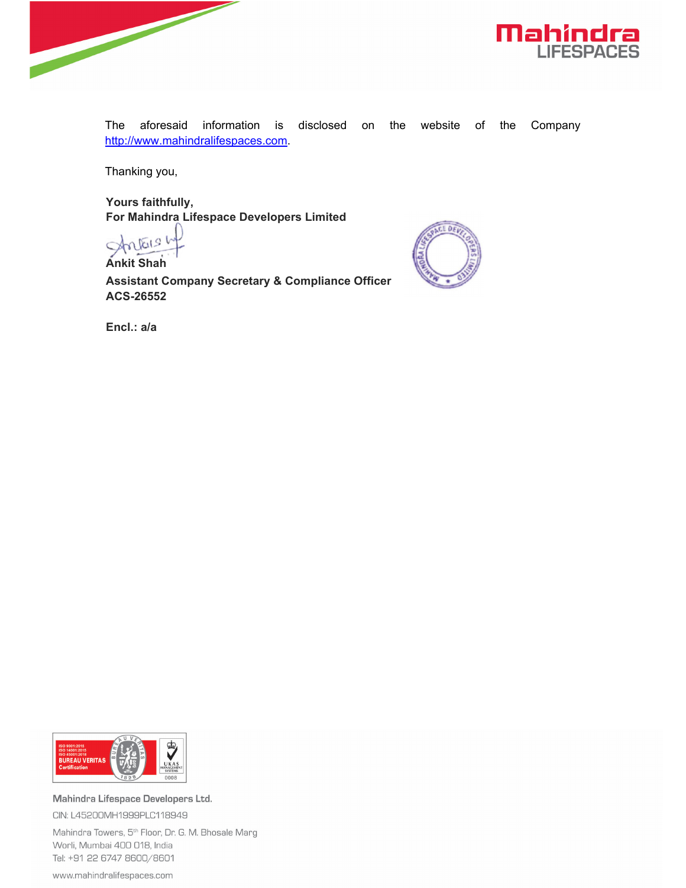The aforesaid information is disclosed on the website of the Company http://www.mahindralifespaces.com.

Thanking you,

**Yours faithfully,**
**For Mahindra Lifespace Developers Limited**

**Ankit Shah**
**Assistant Company Secretary & Compliance Officer**
**ACS-26552**

**Encl.: a/a**

Mahindra Lifespace Developers Ltd.
CIN: L45200MH1999PLC118949
Mahindra Towers, 5th Floor, Dr. G. M. Bhosale Marg
Worli, Mumbai 400 018, India
Tel: +91 22 6747 8600/8601
www.mahindralifespaces.com